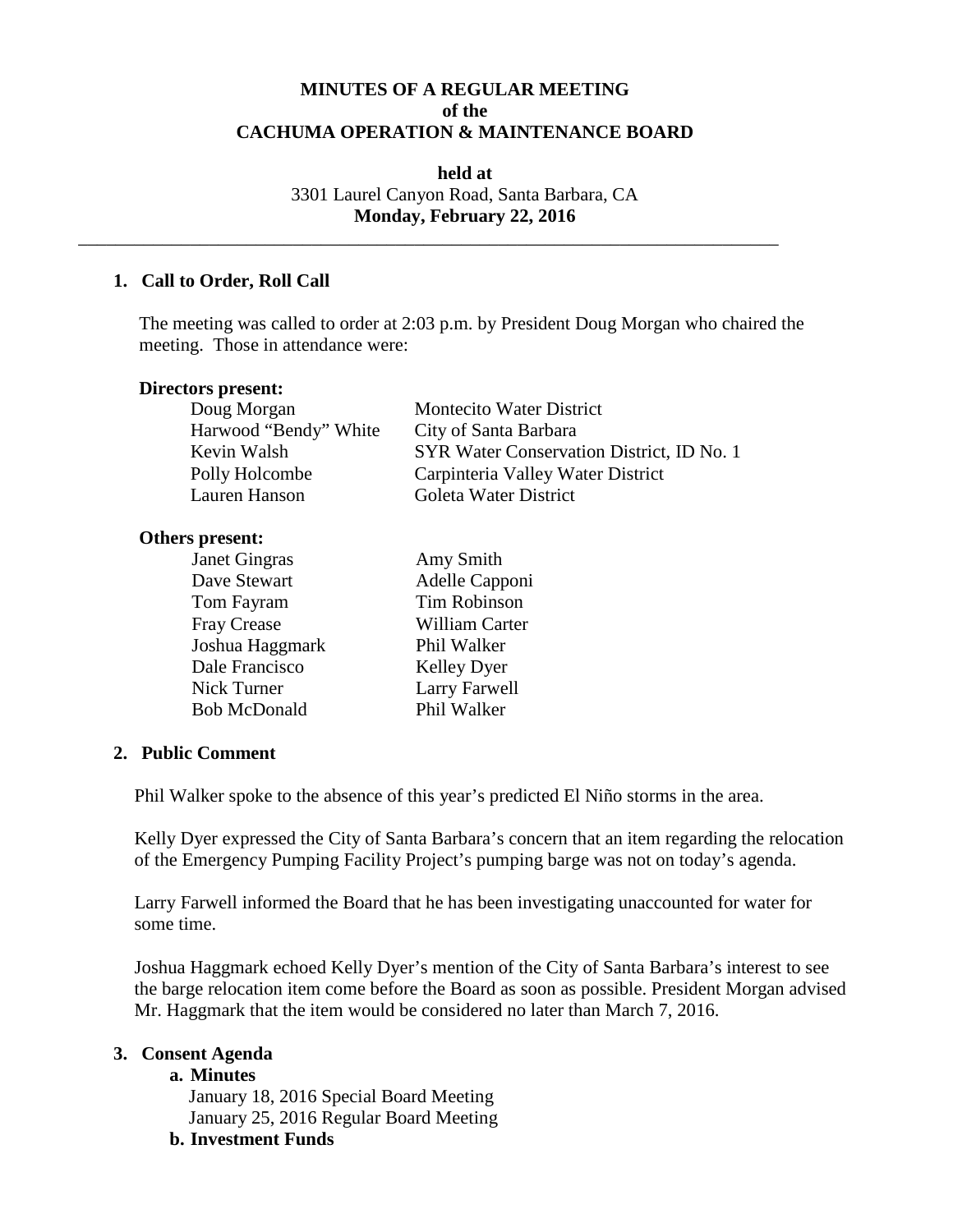**MINUTES OF A REGULAR MEETING**
**of the**
**CACHUMA OPERATION & MAINTENANCE BOARD**

**held at**
3301 Laurel Canyon Road, Santa Barbara, CA
**Monday, February 22, 2016**

---

## 1. Call to Order, Roll Call

The meeting was called to order at 2:03 p.m. by President Doug Morgan who chaired the meeting. Those in attendance were:

**Directors present:**

| | |
|---|---|
| Doug Morgan | Montecito Water District |
| Harwood "Bendy" White | City of Santa Barbara |
| Kevin Walsh | SYR Water Conservation District, ID No. 1 |
| Polly Holcombe | Carpinteria Valley Water District |
| Lauren Hanson | Goleta Water District |

**Others present:**

| | |
|---|---|
| Janet Gingras | Amy Smith |
| Dave Stewart | Adelle Capponi |
| Tom Fayram | Tim Robinson |
| Fray Crease | William Carter |
| Joshua Haggmark | Phil Walker |
| Dale Francisco | Kelley Dyer |
| Nick Turner | Larry Farwell |
| Bob McDonald | Phil Walker |

## 2. Public Comment

Phil Walker spoke to the absence of this year's predicted El Niño storms in the area.

Kelly Dyer expressed the City of Santa Barbara's concern that an item regarding the relocation of the Emergency Pumping Facility Project's pumping barge was not on today's agenda.

Larry Farwell informed the Board that he has been investigating unaccounted for water for some time.

Joshua Haggmark echoed Kelly Dyer's mention of the City of Santa Barbara's interest to see the barge relocation item come before the Board as soon as possible. President Morgan advised Mr. Haggmark that the item would be considered no later than March 7, 2016.

## 3. Consent Agenda

**a. Minutes**
January 18, 2016 Special Board Meeting
January 25, 2016 Regular Board Meeting

**b. Investment Funds**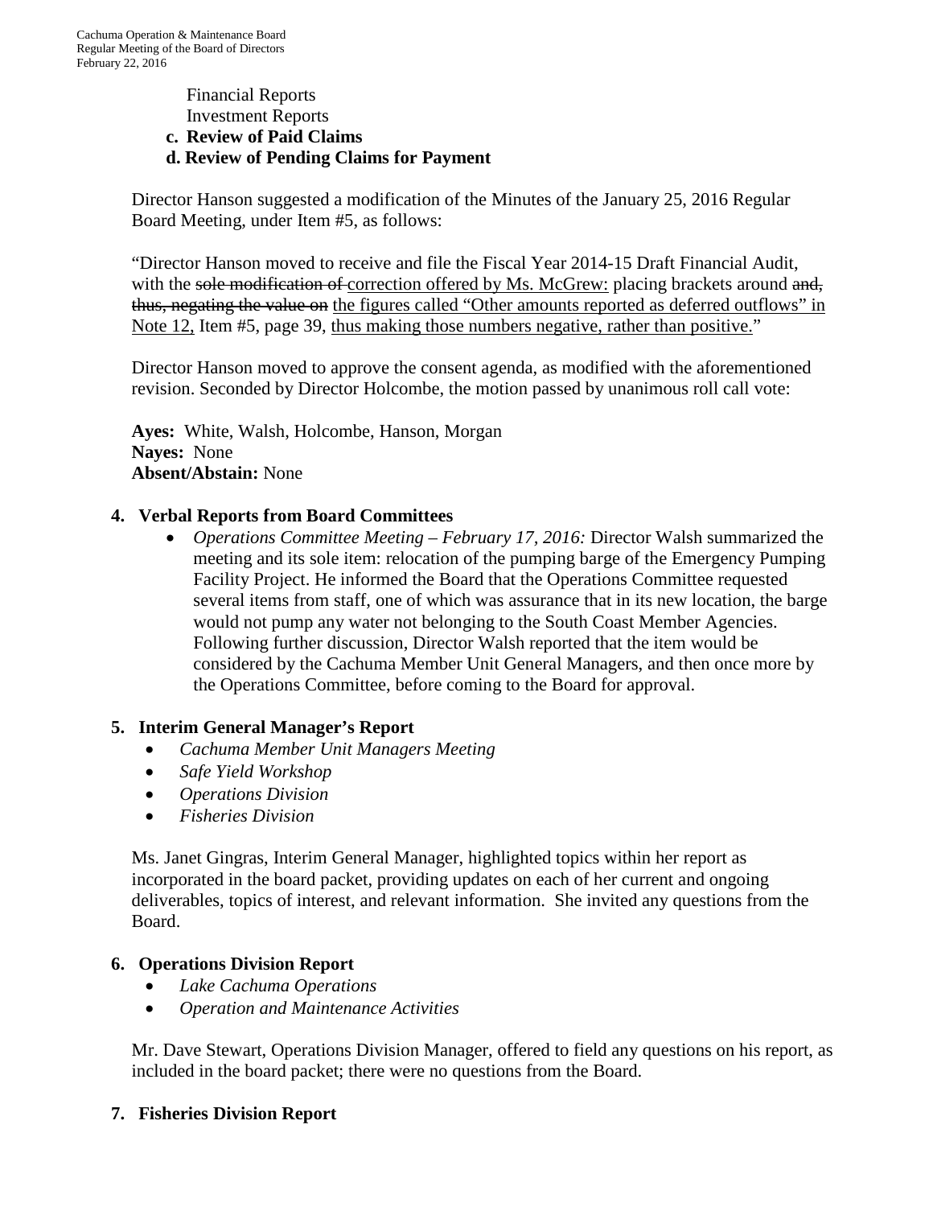Financial Reports
Investment Reports

**c. Review of Paid Claims**

**d. Review of Pending Claims for Payment**

Director Hanson suggested a modification of the Minutes of the January 25, 2016 Regular Board Meeting, under Item #5, as follows:

"Director Hanson moved to receive and file the Fiscal Year 2014-15 Draft Financial Audit, with the ~~sole modification of~~ <u>correction offered by Ms. McGrew:</u> placing brackets around ~~and, thus, negating the value on~~ <u>the figures called "Other amounts reported as deferred outflows" in Note 12,</u> Item #5, page 39, <u>thus making those numbers negative, rather than positive.</u>"

Director Hanson moved to approve the consent agenda, as modified with the aforementioned revision. Seconded by Director Holcombe, the motion passed by unanimous roll call vote:

**Ayes:** White, Walsh, Holcombe, Hanson, Morgan
**Nayes:** None
**Absent/Abstain:** None

## 4. Verbal Reports from Board Committees

- *Operations Committee Meeting – February 17, 2016:* Director Walsh summarized the meeting and its sole item: relocation of the pumping barge of the Emergency Pumping Facility Project. He informed the Board that the Operations Committee requested several items from staff, one of which was assurance that in its new location, the barge would not pump any water not belonging to the South Coast Member Agencies. Following further discussion, Director Walsh reported that the item would be considered by the Cachuma Member Unit General Managers, and then once more by the Operations Committee, before coming to the Board for approval.

## 5. Interim General Manager's Report

- *Cachuma Member Unit Managers Meeting*
- *Safe Yield Workshop*
- *Operations Division*
- *Fisheries Division*

Ms. Janet Gingras, Interim General Manager, highlighted topics within her report as incorporated in the board packet, providing updates on each of her current and ongoing deliverables, topics of interest, and relevant information. She invited any questions from the Board.

## 6. Operations Division Report

- *Lake Cachuma Operations*
- *Operation and Maintenance Activities*

Mr. Dave Stewart, Operations Division Manager, offered to field any questions on his report, as included in the board packet; there were no questions from the Board.

## 7. Fisheries Division Report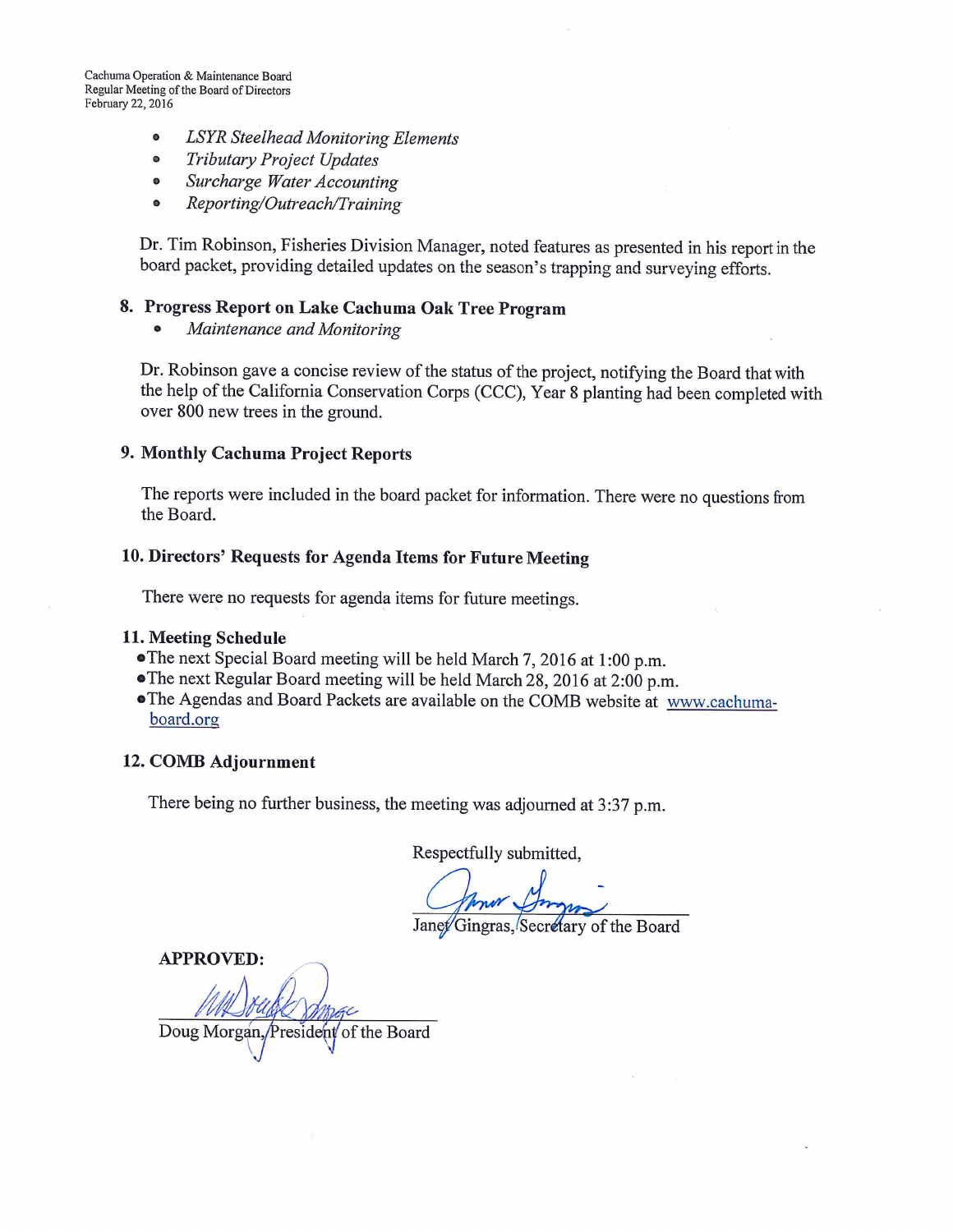- *LSYR Steelhead Monitoring Elements*
- *Tributary Project Updates*
- *Surcharge Water Accounting*
- *Reporting/Outreach/Training*

Dr. Tim Robinson, Fisheries Division Manager, noted features as presented in his report in the board packet, providing detailed updates on the season's trapping and surveying efforts.

## 8. Progress Report on Lake Cachuma Oak Tree Program

- *Maintenance and Monitoring*

Dr. Robinson gave a concise review of the status of the project, notifying the Board that with the help of the California Conservation Corps (CCC), Year 8 planting had been completed with over 800 new trees in the ground.

## 9. Monthly Cachuma Project Reports

The reports were included in the board packet for information. There were no questions from the Board.

## 10. Directors' Requests for Agenda Items for Future Meeting

There were no requests for agenda items for future meetings.

## 11. Meeting Schedule

- The next Special Board meeting will be held March 7, 2016 at 1:00 p.m.
- The next Regular Board meeting will be held March 28, 2016 at 2:00 p.m.
- The Agendas and Board Packets are available on the COMB website at www.cachuma-board.org

## 12. COMB Adjournment

There being no further business, the meeting was adjourned at 3:37 p.m.

Respectfully submitted,

Janet Gingras, Secretary of the Board

**APPROVED:**

Doug Morgan, President of the Board